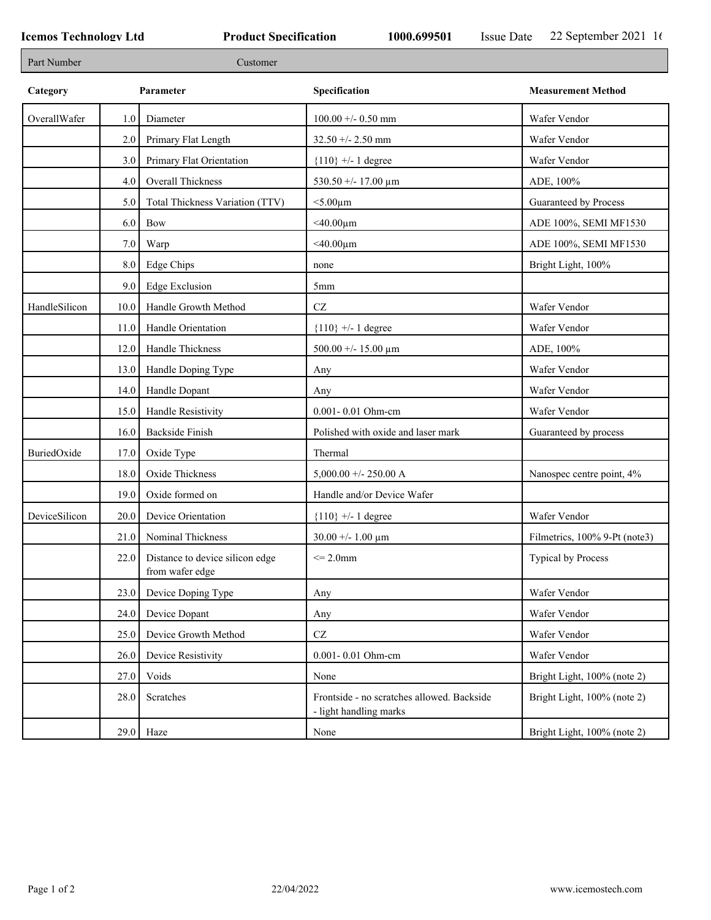Icemos Technology Ltd | Product Specification | 1000.699501 | Issue Date 22 September 2021 16

| Part Number | Customer |
|---|---|

| Category | | Parameter | Specification | Measurement Method |
|---|---|---|---|---|
| OverallWafer | 1.0 | Diameter | 100.00 +/- 0.50 mm | Wafer Vendor |
| | 2.0 | Primary Flat Length | 32.50 +/- 2.50 mm | Wafer Vendor |
| | 3.0 | Primary Flat Orientation | {110} +/- 1 degree | Wafer Vendor |
| | 4.0 | Overall Thickness | 530.50 +/- 17.00 µm | ADE, 100% |
| | 5.0 | Total Thickness Variation (TTV) | <5.00µm | Guaranteed by Process |
| | 6.0 | Bow | <40.00µm | ADE 100%, SEMI MF1530 |
| | 7.0 | Warp | <40.00µm | ADE 100%, SEMI MF1530 |
| | 8.0 | Edge Chips | none | Bright Light, 100% |
| | 9.0 | Edge Exclusion | 5mm | |
| HandleSilicon | 10.0 | Handle Growth Method | CZ | Wafer Vendor |
| | 11.0 | Handle Orientation | {110} +/- 1 degree | Wafer Vendor |
| | 12.0 | Handle Thickness | 500.00 +/- 15.00 µm | ADE, 100% |
| | 13.0 | Handle Doping Type | Any | Wafer Vendor |
| | 14.0 | Handle Dopant | Any | Wafer Vendor |
| | 15.0 | Handle Resistivity | 0.001- 0.01 Ohm-cm | Wafer Vendor |
| | 16.0 | Backside Finish | Polished with oxide and laser mark | Guaranteed by process |
| BuriedOxide | 17.0 | Oxide Type | Thermal | |
| | 18.0 | Oxide Thickness | 5,000.00 +/- 250.00 A | Nanospec centre point, 4% |
| | 19.0 | Oxide formed on | Handle and/or Device Wafer | |
| DeviceSilicon | 20.0 | Device Orientation | {110} +/- 1 degree | Wafer Vendor |
| | 21.0 | Nominal Thickness | 30.00 +/- 1.00 µm | Filmetrics, 100% 9-Pt (note3) |
| | 22.0 | Distance to device silicon edge from wafer edge | <= 2.0mm | Typical by Process |
| | 23.0 | Device Doping Type | Any | Wafer Vendor |
| | 24.0 | Device Dopant | Any | Wafer Vendor |
| | 25.0 | Device Growth Method | CZ | Wafer Vendor |
| | 26.0 | Device Resistivity | 0.001- 0.01 Ohm-cm | Wafer Vendor |
| | 27.0 | Voids | None | Bright Light, 100% (note 2) |
| | 28.0 | Scratches | Frontside - no scratches allowed. Backside - light handling marks | Bright Light, 100% (note 2) |
| | 29.0 | Haze | None | Bright Light, 100% (note 2) |

22/04/2022 www.icemostech.com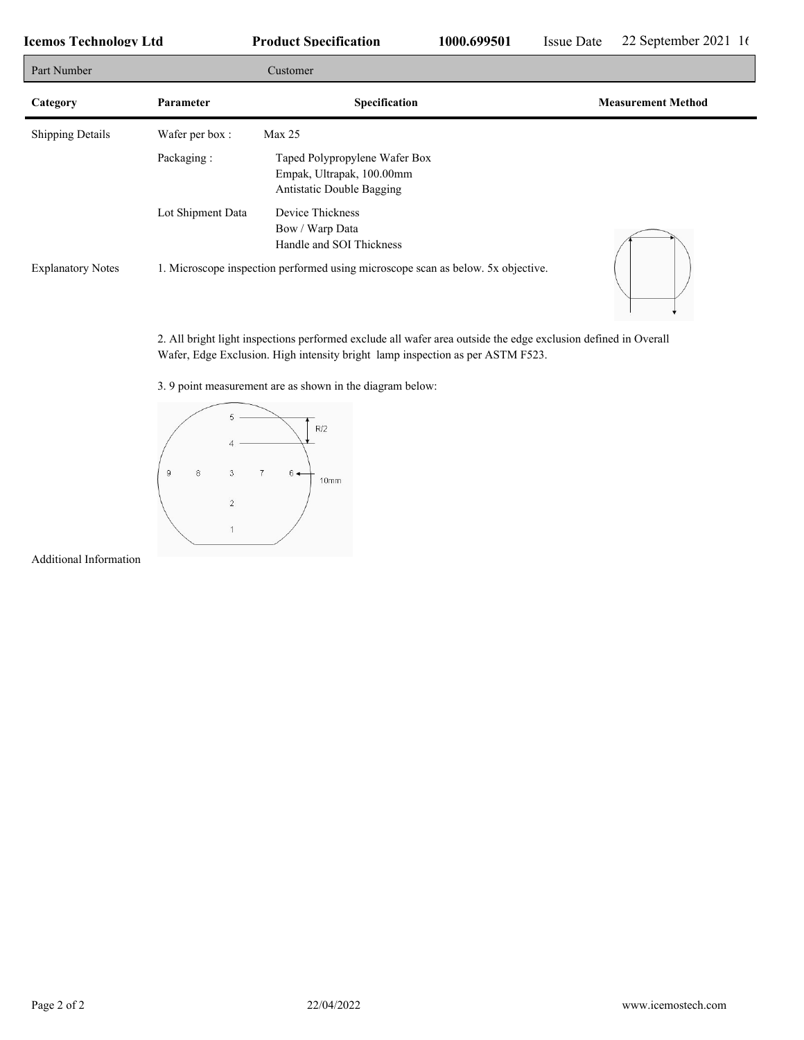| Category | Parameter | Specification | Measurement Method |
|---|---|---|---|
| Shipping Details | Wafer per box : | Max 25 | |
| | Packaging : | Taped Polypropylene Wafer Box<br>Empak, Ultrapak, 100.00mm<br>Antistatic Double Bagging | |
| | Lot Shipment Data | Device Thickness<br>Bow / Warp Data<br>Handle and SOI Thickness | |
| Explanatory Notes | 1. Microscope inspection performed using microscope scan as below. 5x objective. | | |

2. All bright light inspections performed exclude all wafer area outside the edge exclusion defined in Overall Wafer, Edge Exclusion. High intensity bright lamp inspection as per ASTM F523.

3. 9 point measurement are as shown in the diagram below:

5
4
R/2
9 8 3 7 6
10mm
2
1

Additional Information